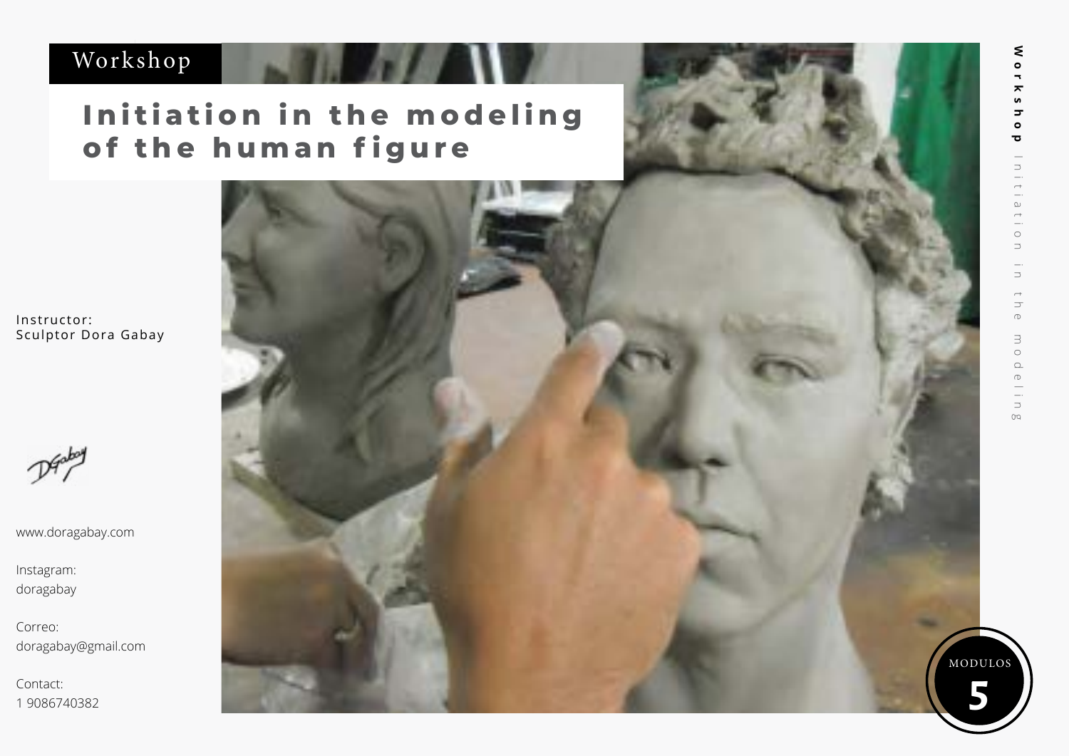Workshop

# Initiation in the modeling of the human figure

Instructor:
Sculptor Dora Gabay

www.doragabay.com

Instagram:
doragabay

Correo:
doragabay@gmail.com

Contact:
1 9086740382

MODULOS
5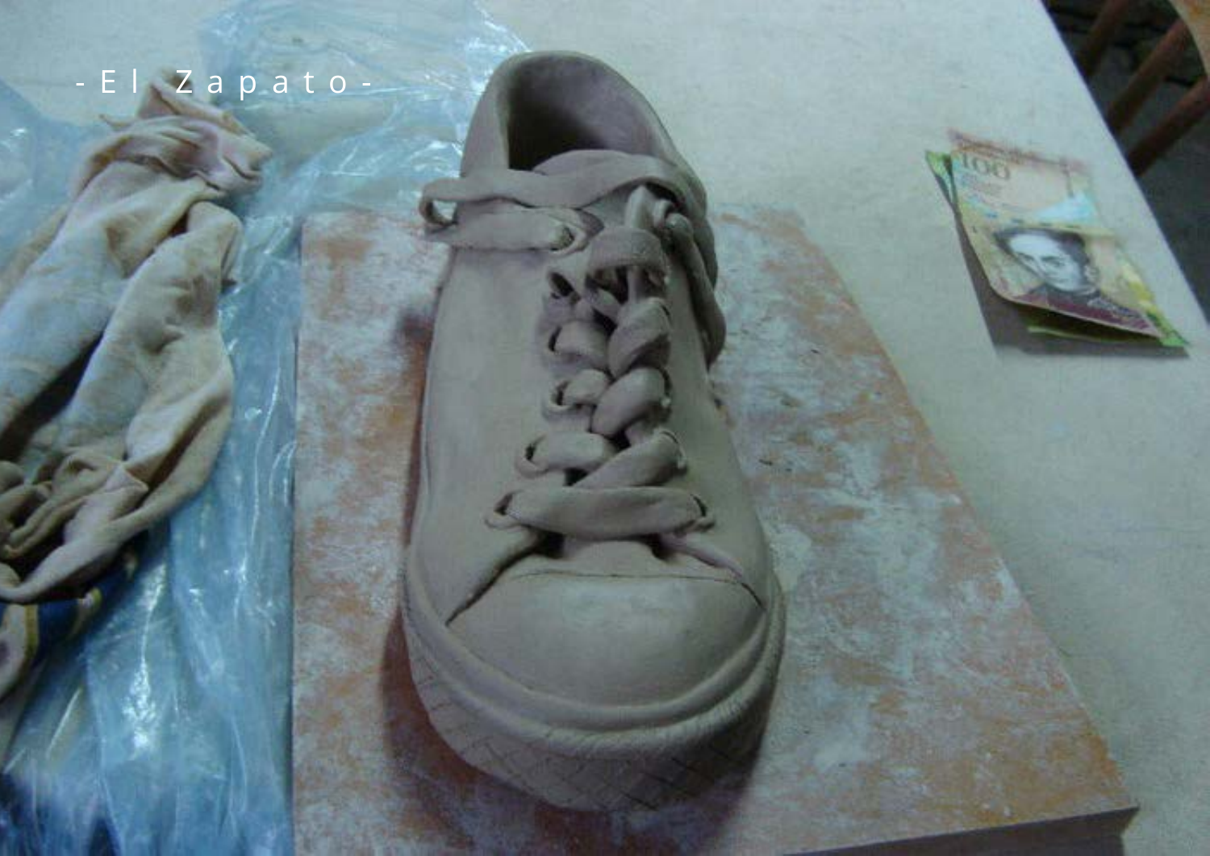- El Zapato -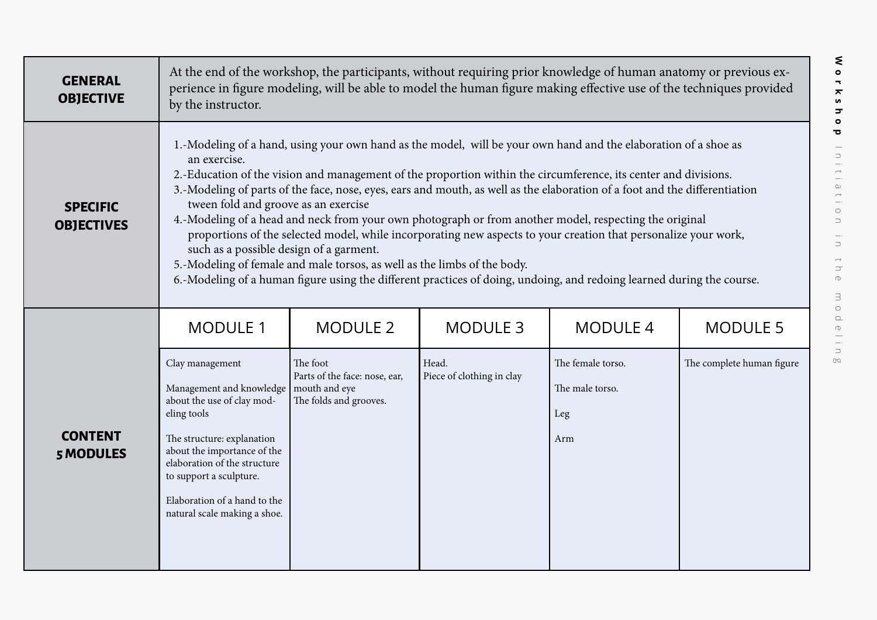| | |
|---|---|
| **GENERAL OBJECTIVE** | At the end of the workshop, the participants, without requiring prior knowledge of human anatomy or previous experience in figure modeling, will be able to model the human figure making effective use of the techniques provided by the instructor. |
| **SPECIFIC OBJECTIVES** | 1.-Modeling of a hand, using your own hand as the model, will be your own hand and the elaboration of a shoe as an exercise.<br>2.-Education of the vision and management of the proportion within the circumference, its center and divisions.<br>3.-Modeling of parts of the face, nose, eyes, ears and mouth, as well as the elaboration of a foot and the differentiation tween fold and groove as an exercise<br>4.-Modeling of a head and neck from your own photograph or from another model, respecting the original proportions of the selected model, while incorporating new aspects to your creation that personalize your work, such as a possible design of a garment.<br>5.-Modeling of female and male torsos, as well as the limbs of the body.<br>6.-Modeling of a human figure using the different practices of doing, undoing, and redoing learned during the course. |

| **CONTENT 5 MODULES** | MODULE 1 | MODULE 2 | MODULE 3 | MODULE 4 | MODULE 5 |
|---|---|---|---|---|---|
| | Clay management<br><br>Management and knowledge about the use of clay modeling tools<br><br>The structure: explanation about the importance of the elaboration of the structure to support a sculpture.<br><br>Elaboration of a hand to the natural scale making a shoe. | The foot<br>Parts of the face: nose, ear, mouth and eye<br>The folds and grooves. | Head.<br>Piece of clothing in clay | The female torso.<br><br>The male torso.<br><br>Leg<br><br>Arm | The complete human figure |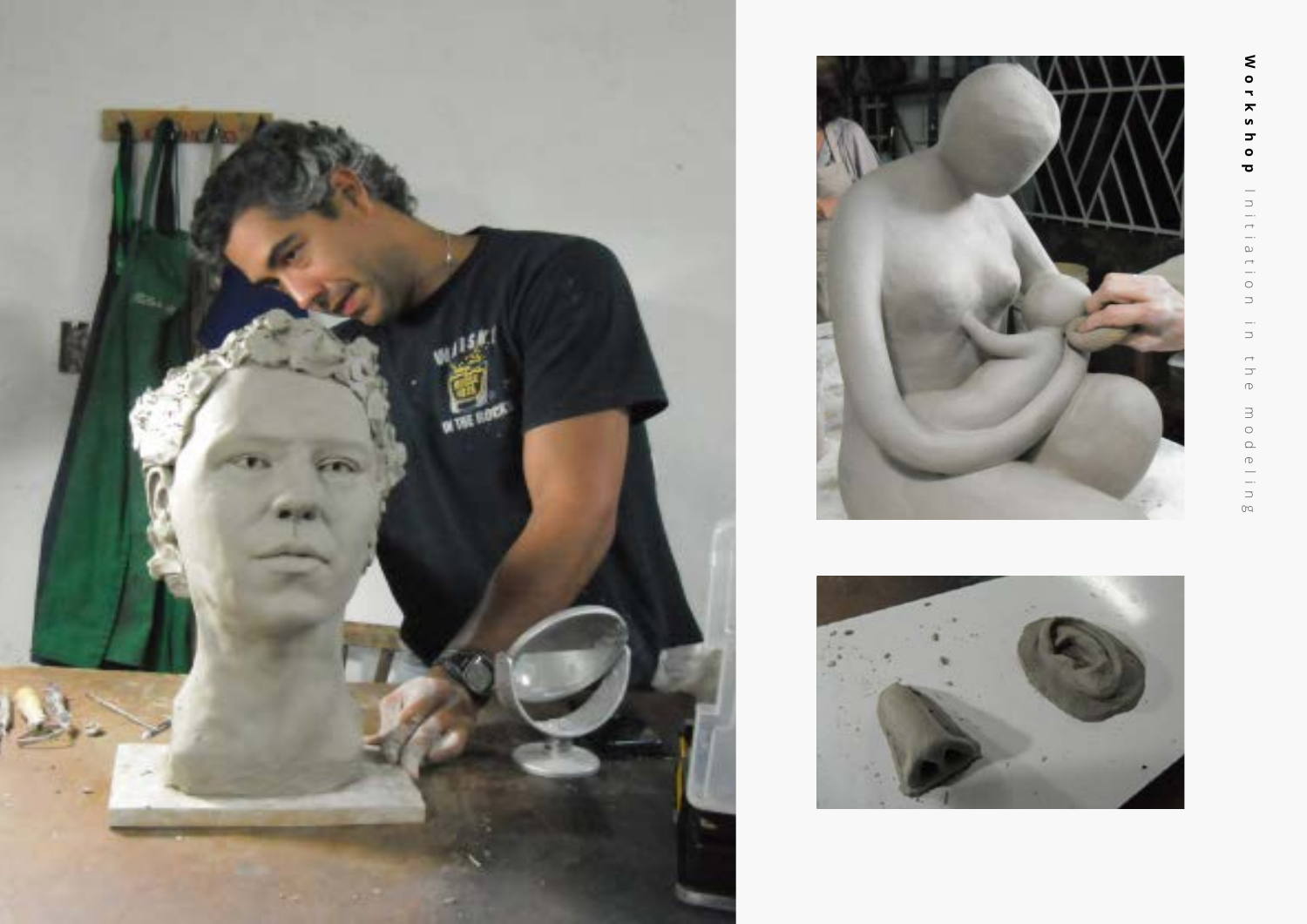**Workshop** Initiation in the modeling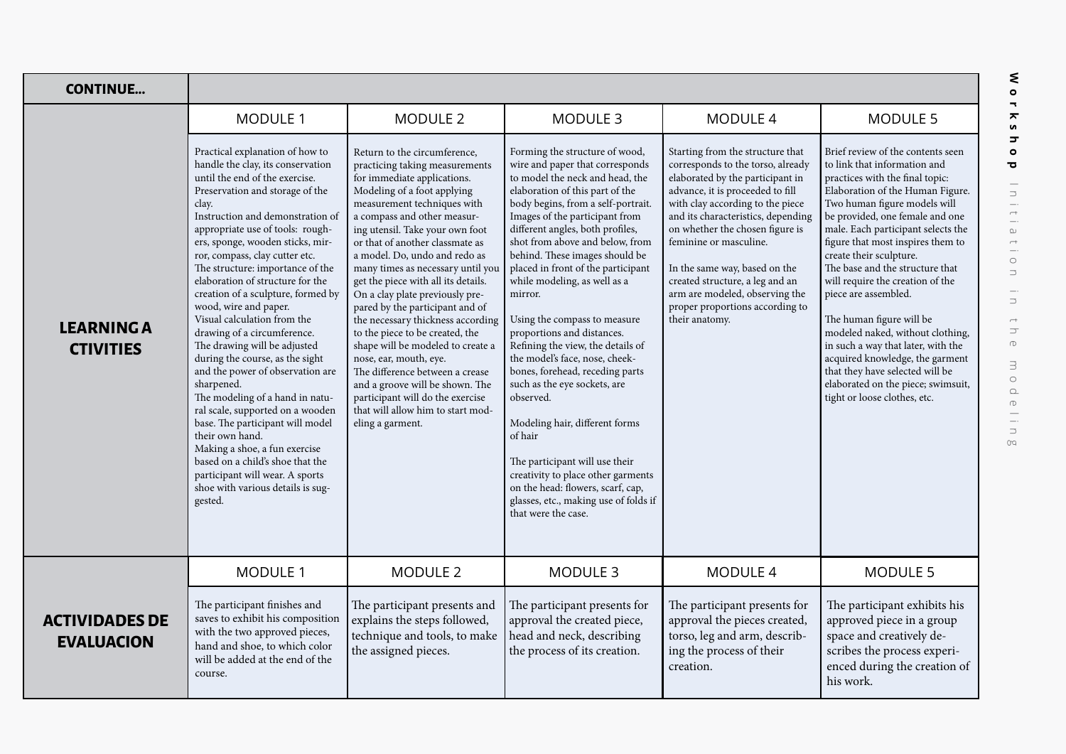| CONTINUE... | | | | | |
|---|---|---|---|---|---|
| | MODULE 1 | MODULE 2 | MODULE 3 | MODULE 4 | MODULE 5 |
| **LEARNING A CTIVITIES** | Practical explanation of how to handle the clay, its conservation until the end of the exercise. Preservation and storage of the clay. Instruction and demonstration of appropriate use of tools: roughers, sponge, wooden sticks, mirror, compass, clay cutter etc. The structure: importance of the elaboration of structure for the creation of a sculpture, formed by wood, wire and paper. Visual calculation from the drawing of a circumference. The drawing will be adjusted during the course, as the sight and the power of observation are sharpened. The modeling of a hand in natural scale, supported on a wooden base. The participant will model their own hand. Making a shoe, a fun exercise based on a child's shoe that the participant will wear. A sports shoe with various details is suggested. | Return to the circumference, practicing taking measurements for immediate applications. Modeling of a foot applying measurement techniques with a compass and other measuring utensil. Take your own foot or that of another classmate as a model. Do, undo and redo as many times as necessary until you get the piece with all its details. On a clay plate previously prepared by the participant and of the necessary thickness according to the piece to be created, the shape will be modeled to create a nose, ear, mouth, eye. The difference between a crease and a groove will be shown. The participant will do the exercise that will allow him to start modeling a garment. | Forming the structure of wood, wire and paper that corresponds to model the neck and head, the elaboration of this part of the body begins, from a self-portrait. Images of the participant from different angles, both profiles, shot from above and below, from behind. These images should be placed in front of the participant while modeling, as well as a mirror.<br><br>Using the compass to measure proportions and distances. Refining the view, the details of the model's face, nose, cheekbones, forehead, receding parts such as the eye sockets, are observed.<br><br>Modeling hair, different forms of hair<br><br>The participant will use their creativity to place other garments on the head: flowers, scarf, cap, glasses, etc., making use of folds if that were the case. | Starting from the structure that corresponds to the torso, already elaborated by the participant in advance, it is proceeded to fill with clay according to the piece and its characteristics, depending on whether the chosen figure is feminine or masculine.<br><br>In the same way, based on the created structure, a leg and an arm are modeled, observing the proper proportions according to their anatomy. | Brief review of the contents seen to link that information and practices with the final topic: Elaboration of the Human Figure. Two human figure models will be provided, one female and one male. Each participant selects the figure that most inspires them to create their sculpture. The base and the structure that will require the creation of the piece are assembled.<br><br>The human figure will be modeled naked, without clothing, in such a way that later, with the acquired knowledge, the garment that they have selected will be elaborated on the piece; swimsuit, tight or loose clothes, etc. |
| | MODULE 1 | MODULE 2 | MODULE 3 | MODULE 4 | MODULE 5 |
| **ACTIVIDADES DE EVALUACION** | The participant finishes and saves to exhibit his composition with the two approved pieces, hand and shoe, to which color will be added at the end of the course. | The participant presents and explains the steps followed, technique and tools, to make the assigned pieces. | The participant presents for approval the created piece, head and neck, describing the process of its creation. | The participant presents for approval the pieces created, torso, leg and arm, describing the process of their creation. | The participant exhibits his approved piece in a group space and creatively describes the process experienced during the creation of his work. |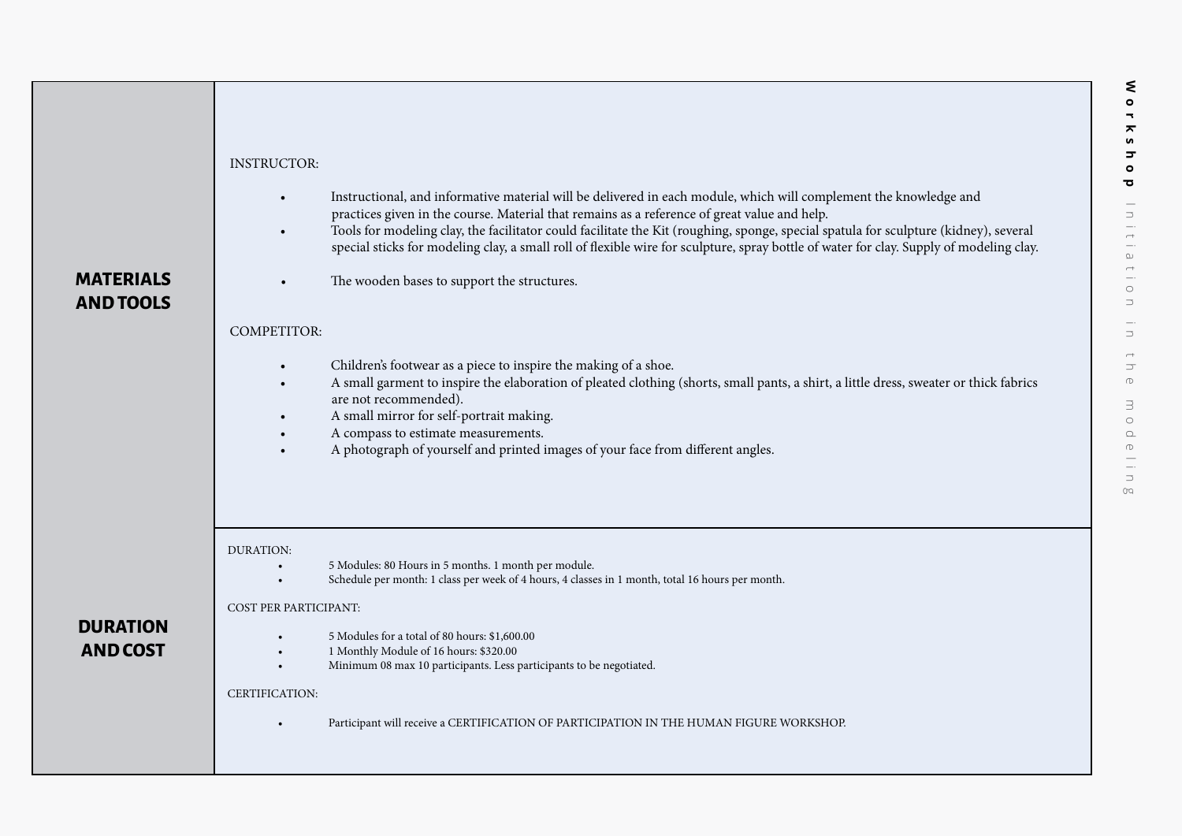## MATERIALS AND TOOLS

INSTRUCTOR:

- Instructional, and informative material will be delivered in each module, which will complement the knowledge and practices given in the course. Material that remains as a reference of great value and help.
- Tools for modeling clay, the facilitator could facilitate the Kit (roughing, sponge, special spatula for sculpture (kidney), several special sticks for modeling clay, a small roll of flexible wire for sculpture, spray bottle of water for clay. Supply of modeling clay.
- The wooden bases to support the structures.

COMPETITOR:

- Children's footwear as a piece to inspire the making of a shoe.
- A small garment to inspire the elaboration of pleated clothing (shorts, small pants, a shirt, a little dress, sweater or thick fabrics are not recommended).
- A small mirror for self-portrait making.
- A compass to estimate measurements.
- A photograph of yourself and printed images of your face from different angles.

## DURATION AND COST

DURATION:

- 5 Modules: 80 Hours in 5 months. 1 month per module.
- Schedule per month: 1 class per week of 4 hours, 4 classes in 1 month, total 16 hours per month.

COST PER PARTICIPANT:

- 5 Modules for a total of 80 hours: $1,600.00
- 1 Monthly Module of 16 hours: $320.00
- Minimum 08 max 10 participants. Less participants to be negotiated.

CERTIFICATION:

- Participant will receive a CERTIFICATION OF PARTICIPATION IN THE HUMAN FIGURE WORKSHOP.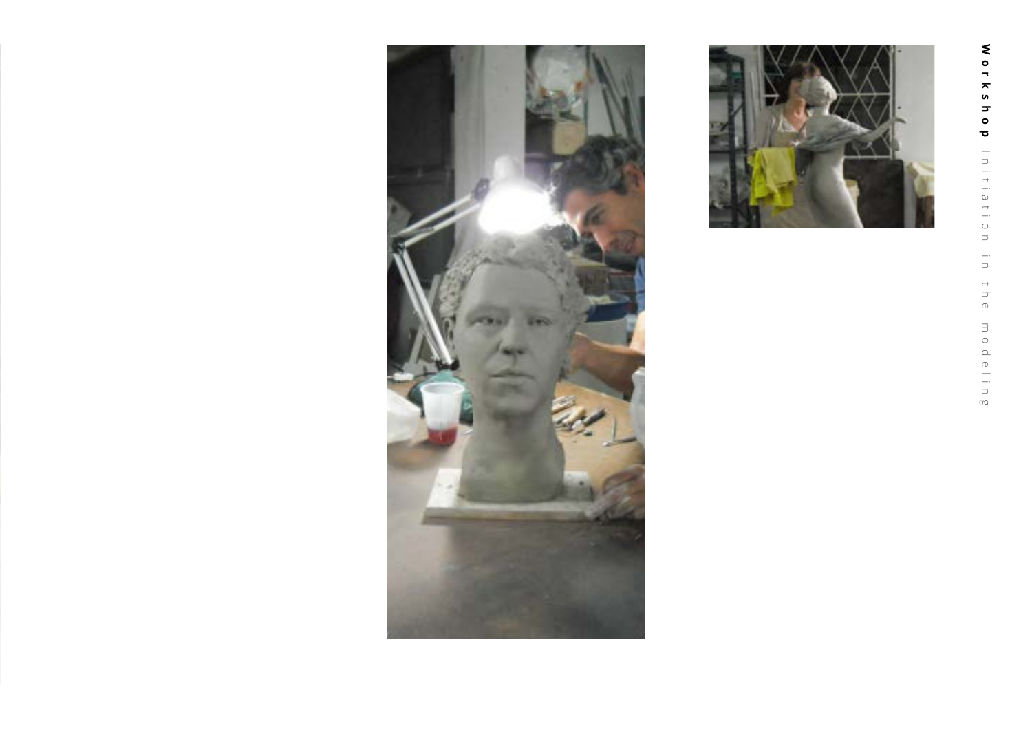**Workshop** Initiation in the modeling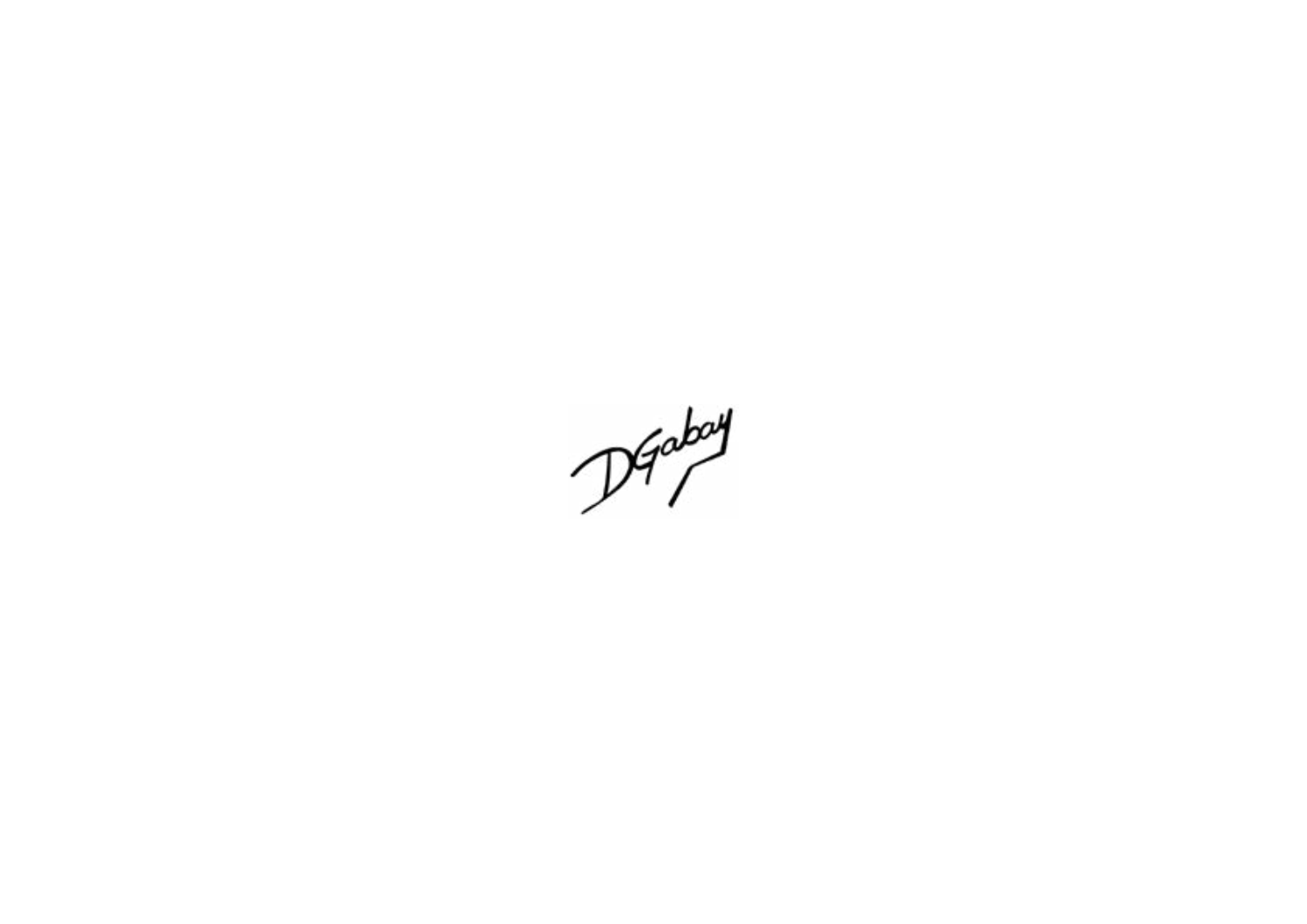DGabay